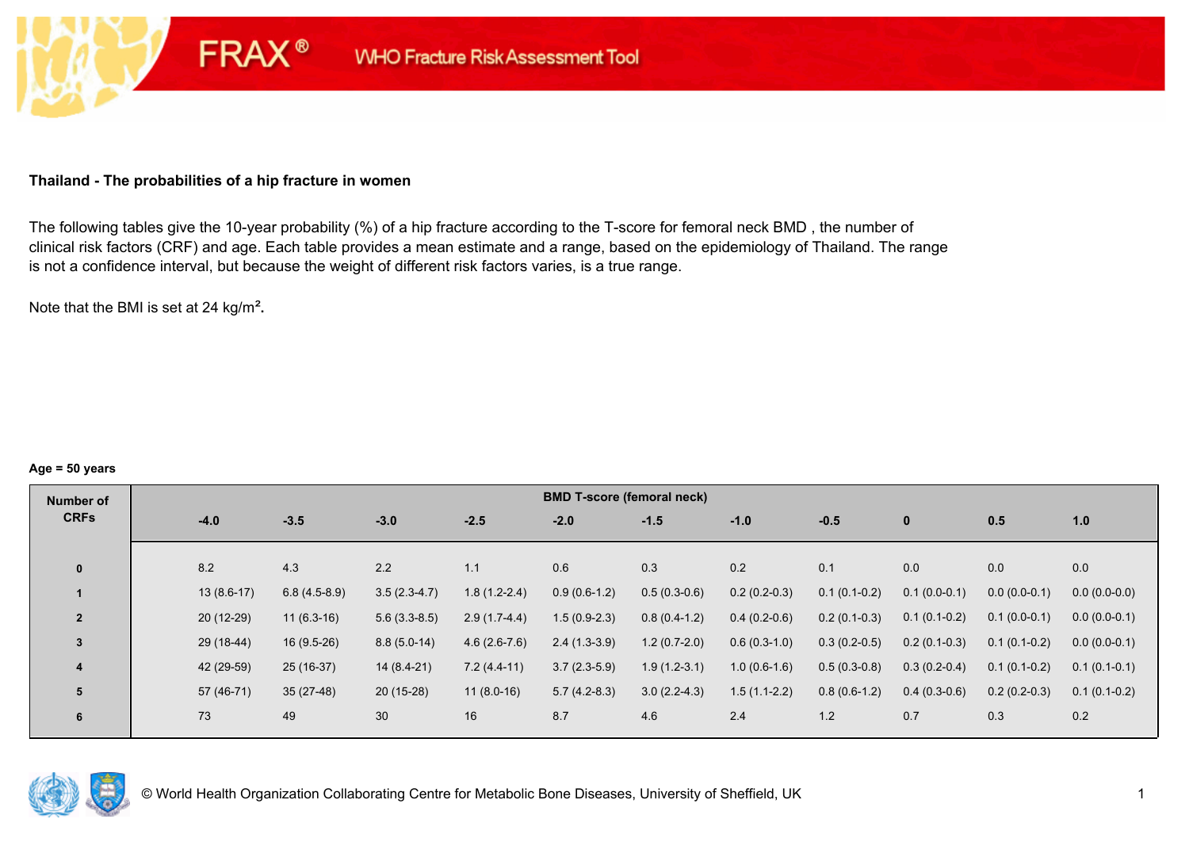FRAX® WHO Fracture Risk Assessment Tool

**Thailand - The probabilities of a hip fracture in women**

The following tables give the 10-year probability (%) of a hip fracture according to the T-score for femoral neck BMD , the number of clinical risk factors (CRF) and age. Each table provides a mean estimate and a range, based on the epidemiology of Thailand. The range is not a confidence interval, but because the weight of different risk factors varies, is a true range.

Note that the BMI is set at 24 kg/m².

**Age = 50 years**

| Number of CRFs | BMD T-score (femoral neck) | | | | | | | | | | |
|---|---|---|---|---|---|---|---|---|---|---|---|
| | -4.0 | -3.5 | -3.0 | -2.5 | -2.0 | -1.5 | -1.0 | -0.5 | 0 | 0.5 | 1.0 |
| 0 | 8.2 | 4.3 | 2.2 | 1.1 | 0.6 | 0.3 | 0.2 | 0.1 | 0.0 | 0.0 | 0.0 |
| 1 | 13 (8.6-17) | 6.8 (4.5-8.9) | 3.5 (2.3-4.7) | 1.8 (1.2-2.4) | 0.9 (0.6-1.2) | 0.5 (0.3-0.6) | 0.2 (0.2-0.3) | 0.1 (0.1-0.2) | 0.1 (0.0-0.1) | 0.0 (0.0-0.1) | 0.0 (0.0-0.0) |
| 2 | 20 (12-29) | 11 (6.3-16) | 5.6 (3.3-8.5) | 2.9 (1.7-4.4) | 1.5 (0.9-2.3) | 0.8 (0.4-1.2) | 0.4 (0.2-0.6) | 0.2 (0.1-0.3) | 0.1 (0.1-0.2) | 0.1 (0.0-0.1) | 0.0 (0.0-0.1) |
| 3 | 29 (18-44) | 16 (9.5-26) | 8.8 (5.0-14) | 4.6 (2.6-7.6) | 2.4 (1.3-3.9) | 1.2 (0.7-2.0) | 0.6 (0.3-1.0) | 0.3 (0.2-0.5) | 0.2 (0.1-0.3) | 0.1 (0.1-0.2) | 0.0 (0.0-0.1) |
| 4 | 42 (29-59) | 25 (16-37) | 14 (8.4-21) | 7.2 (4.4-11) | 3.7 (2.3-5.9) | 1.9 (1.2-3.1) | 1.0 (0.6-1.6) | 0.5 (0.3-0.8) | 0.3 (0.2-0.4) | 0.1 (0.1-0.2) | 0.1 (0.1-0.1) |
| 5 | 57 (46-71) | 35 (27-48) | 20 (15-28) | 11 (8.0-16) | 5.7 (4.2-8.3) | 3.0 (2.2-4.3) | 1.5 (1.1-2.2) | 0.8 (0.6-1.2) | 0.4 (0.3-0.6) | 0.2 (0.2-0.3) | 0.1 (0.1-0.2) |
| 6 | 73 | 49 | 30 | 16 | 8.7 | 4.6 | 2.4 | 1.2 | 0.7 | 0.3 | 0.2 |

© World Health Organization Collaborating Centre for Metabolic Bone Diseases, University of Sheffield, UK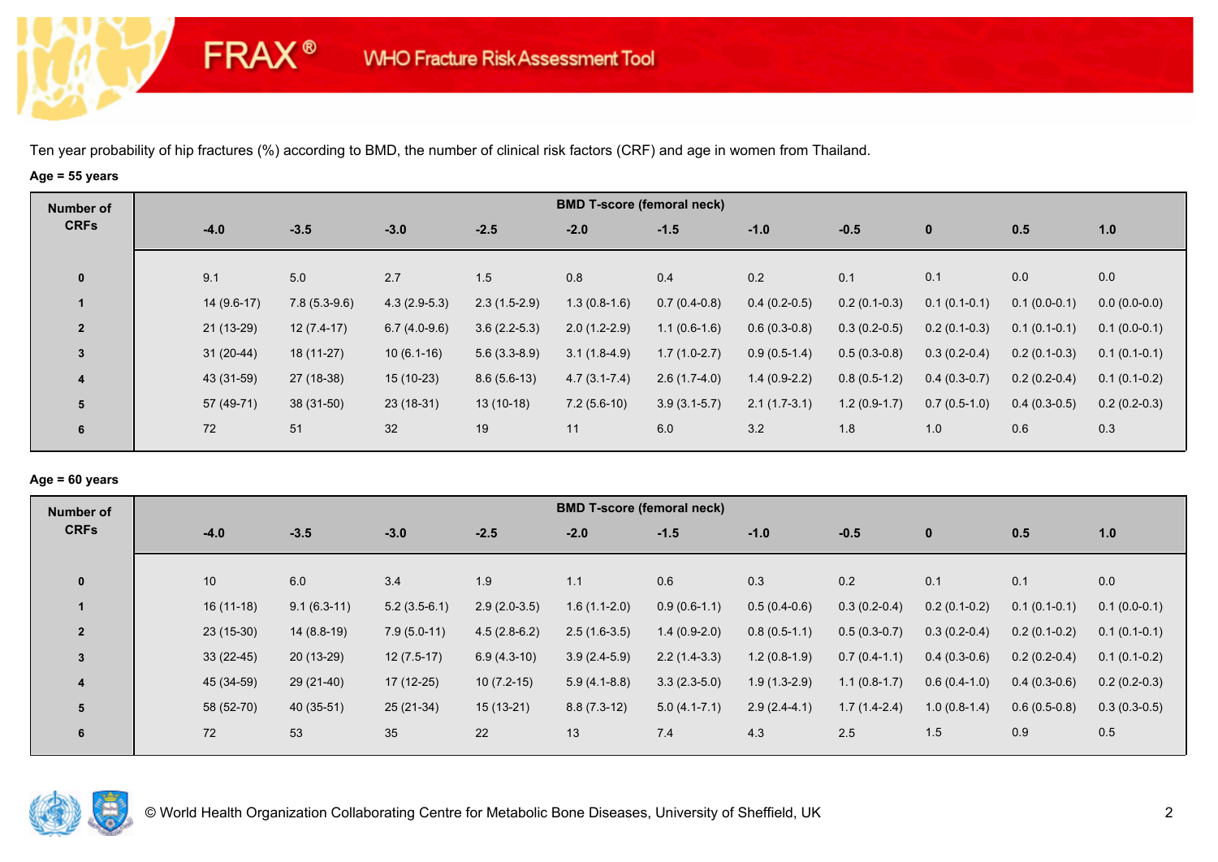Ten year probability of hip fractures (%) according to BMD, the number of clinical risk factors (CRF) and age in women from Thailand.

**Age = 55 years**

| Number of CRFs | BMD T-score (femoral neck) | | | | | | | | | | |
|---|---|---|---|---|---|---|---|---|---|---|---|
| | -4.0 | -3.5 | -3.0 | -2.5 | -2.0 | -1.5 | -1.0 | -0.5 | 0 | 0.5 | 1.0 |
| 0 | 9.1 | 5.0 | 2.7 | 1.5 | 0.8 | 0.4 | 0.2 | 0.1 | 0.1 | 0.0 | 0.0 |
| 1 | 14 (9.6-17) | 7.8 (5.3-9.6) | 4.3 (2.9-5.3) | 2.3 (1.5-2.9) | 1.3 (0.8-1.6) | 0.7 (0.4-0.8) | 0.4 (0.2-0.5) | 0.2 (0.1-0.3) | 0.1 (0.1-0.1) | 0.1 (0.0-0.1) | 0.0 (0.0-0.0) |
| 2 | 21 (13-29) | 12 (7.4-17) | 6.7 (4.0-9.6) | 3.6 (2.2-5.3) | 2.0 (1.2-2.9) | 1.1 (0.6-1.6) | 0.6 (0.3-0.8) | 0.3 (0.2-0.5) | 0.2 (0.1-0.3) | 0.1 (0.1-0.1) | 0.1 (0.0-0.1) |
| 3 | 31 (20-44) | 18 (11-27) | 10 (6.1-16) | 5.6 (3.3-8.9) | 3.1 (1.8-4.9) | 1.7 (1.0-2.7) | 0.9 (0.5-1.4) | 0.5 (0.3-0.8) | 0.3 (0.2-0.4) | 0.2 (0.1-0.3) | 0.1 (0.1-0.1) |
| 4 | 43 (31-59) | 27 (18-38) | 15 (10-23) | 8.6 (5.6-13) | 4.7 (3.1-7.4) | 2.6 (1.7-4.0) | 1.4 (0.9-2.2) | 0.8 (0.5-1.2) | 0.4 (0.3-0.7) | 0.2 (0.2-0.4) | 0.1 (0.1-0.2) |
| 5 | 57 (49-71) | 38 (31-50) | 23 (18-31) | 13 (10-18) | 7.2 (5.6-10) | 3.9 (3.1-5.7) | 2.1 (1.7-3.1) | 1.2 (0.9-1.7) | 0.7 (0.5-1.0) | 0.4 (0.3-0.5) | 0.2 (0.2-0.3) |
| 6 | 72 | 51 | 32 | 19 | 11 | 6.0 | 3.2 | 1.8 | 1.0 | 0.6 | 0.3 |

**Age = 60 years**

| Number of CRFs | BMD T-score (femoral neck) | | | | | | | | | | |
|---|---|---|---|---|---|---|---|---|---|---|---|
| | -4.0 | -3.5 | -3.0 | -2.5 | -2.0 | -1.5 | -1.0 | -0.5 | 0 | 0.5 | 1.0 |
| 0 | 10 | 6.0 | 3.4 | 1.9 | 1.1 | 0.6 | 0.3 | 0.2 | 0.1 | 0.1 | 0.0 |
| 1 | 16 (11-18) | 9.1 (6.3-11) | 5.2 (3.5-6.1) | 2.9 (2.0-3.5) | 1.6 (1.1-2.0) | 0.9 (0.6-1.1) | 0.5 (0.4-0.6) | 0.3 (0.2-0.4) | 0.2 (0.1-0.2) | 0.1 (0.1-0.1) | 0.1 (0.0-0.1) |
| 2 | 23 (15-30) | 14 (8.8-19) | 7.9 (5.0-11) | 4.5 (2.8-6.2) | 2.5 (1.6-3.5) | 1.4 (0.9-2.0) | 0.8 (0.5-1.1) | 0.5 (0.3-0.7) | 0.3 (0.2-0.4) | 0.2 (0.1-0.2) | 0.1 (0.1-0.1) |
| 3 | 33 (22-45) | 20 (13-29) | 12 (7.5-17) | 6.9 (4.3-10) | 3.9 (2.4-5.9) | 2.2 (1.4-3.3) | 1.2 (0.8-1.9) | 0.7 (0.4-1.1) | 0.4 (0.3-0.6) | 0.2 (0.2-0.4) | 0.1 (0.1-0.2) |
| 4 | 45 (34-59) | 29 (21-40) | 17 (12-25) | 10 (7.2-15) | 5.9 (4.1-8.8) | 3.3 (2.3-5.0) | 1.9 (1.3-2.9) | 1.1 (0.8-1.7) | 0.6 (0.4-1.0) | 0.4 (0.3-0.6) | 0.2 (0.2-0.3) |
| 5 | 58 (52-70) | 40 (35-51) | 25 (21-34) | 15 (13-21) | 8.8 (7.3-12) | 5.0 (4.1-7.1) | 2.9 (2.4-4.1) | 1.7 (1.4-2.4) | 1.0 (0.8-1.4) | 0.6 (0.5-0.8) | 0.3 (0.3-0.5) |
| 6 | 72 | 53 | 35 | 22 | 13 | 7.4 | 4.3 | 2.5 | 1.5 | 0.9 | 0.5 |

© World Health Organization Collaborating Centre for Metabolic Bone Diseases, University of Sheffield, UK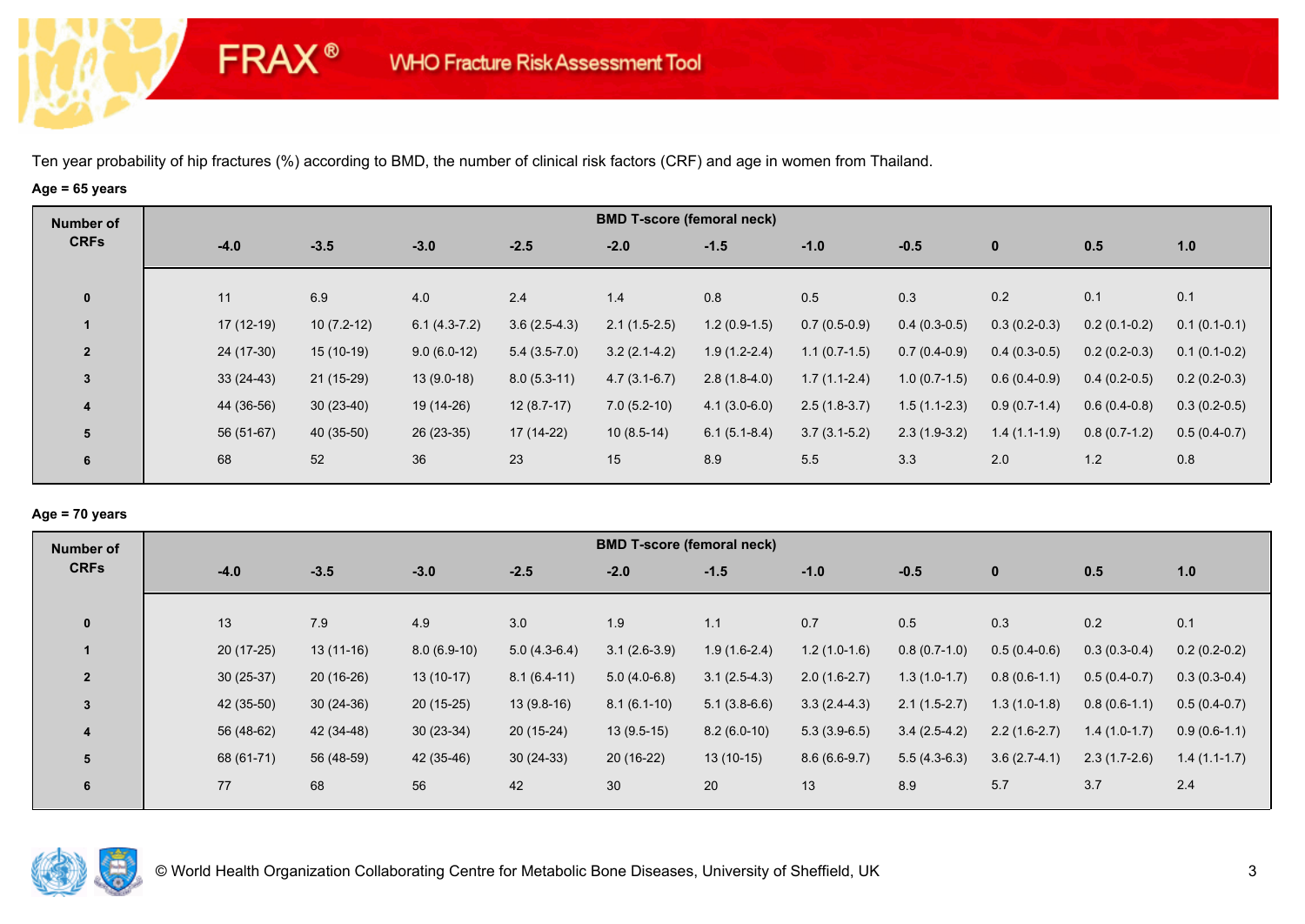Ten year probability of hip fractures (%) according to BMD, the number of clinical risk factors (CRF) and age in women from Thailand.

**Age = 65 years**

| Number of CRFs | BMD T-score (femoral neck) | | | | | | | | | | |
|---|---|---|---|---|---|---|---|---|---|---|---|
| | -4.0 | -3.5 | -3.0 | -2.5 | -2.0 | -1.5 | -1.0 | -0.5 | 0 | 0.5 | 1.0 |
| 0 | 11 | 6.9 | 4.0 | 2.4 | 1.4 | 0.8 | 0.5 | 0.3 | 0.2 | 0.1 | 0.1 |
| 1 | 17 (12-19) | 10 (7.2-12) | 6.1 (4.3-7.2) | 3.6 (2.5-4.3) | 2.1 (1.5-2.5) | 1.2 (0.9-1.5) | 0.7 (0.5-0.9) | 0.4 (0.3-0.5) | 0.3 (0.2-0.3) | 0.2 (0.1-0.2) | 0.1 (0.1-0.1) |
| 2 | 24 (17-30) | 15 (10-19) | 9.0 (6.0-12) | 5.4 (3.5-7.0) | 3.2 (2.1-4.2) | 1.9 (1.2-2.4) | 1.1 (0.7-1.5) | 0.7 (0.4-0.9) | 0.4 (0.3-0.5) | 0.2 (0.2-0.3) | 0.1 (0.1-0.2) |
| 3 | 33 (24-43) | 21 (15-29) | 13 (9.0-18) | 8.0 (5.3-11) | 4.7 (3.1-6.7) | 2.8 (1.8-4.0) | 1.7 (1.1-2.4) | 1.0 (0.7-1.5) | 0.6 (0.4-0.9) | 0.4 (0.2-0.5) | 0.2 (0.2-0.3) |
| 4 | 44 (36-56) | 30 (23-40) | 19 (14-26) | 12 (8.7-17) | 7.0 (5.2-10) | 4.1 (3.0-6.0) | 2.5 (1.8-3.7) | 1.5 (1.1-2.3) | 0.9 (0.7-1.4) | 0.6 (0.4-0.8) | 0.3 (0.2-0.5) |
| 5 | 56 (51-67) | 40 (35-50) | 26 (23-35) | 17 (14-22) | 10 (8.5-14) | 6.1 (5.1-8.4) | 3.7 (3.1-5.2) | 2.3 (1.9-3.2) | 1.4 (1.1-1.9) | 0.8 (0.7-1.2) | 0.5 (0.4-0.7) |
| 6 | 68 | 52 | 36 | 23 | 15 | 8.9 | 5.5 | 3.3 | 2.0 | 1.2 | 0.8 |

**Age = 70 years**

| Number of CRFs | BMD T-score (femoral neck) | | | | | | | | | | |
|---|---|---|---|---|---|---|---|---|---|---|---|
| | -4.0 | -3.5 | -3.0 | -2.5 | -2.0 | -1.5 | -1.0 | -0.5 | 0 | 0.5 | 1.0 |
| 0 | 13 | 7.9 | 4.9 | 3.0 | 1.9 | 1.1 | 0.7 | 0.5 | 0.3 | 0.2 | 0.1 |
| 1 | 20 (17-25) | 13 (11-16) | 8.0 (6.9-10) | 5.0 (4.3-6.4) | 3.1 (2.6-3.9) | 1.9 (1.6-2.4) | 1.2 (1.0-1.6) | 0.8 (0.7-1.0) | 0.5 (0.4-0.6) | 0.3 (0.3-0.4) | 0.2 (0.2-0.2) |
| 2 | 30 (25-37) | 20 (16-26) | 13 (10-17) | 8.1 (6.4-11) | 5.0 (4.0-6.8) | 3.1 (2.5-4.3) | 2.0 (1.6-2.7) | 1.3 (1.0-1.7) | 0.8 (0.6-1.1) | 0.5 (0.4-0.7) | 0.3 (0.3-0.4) |
| 3 | 42 (35-50) | 30 (24-36) | 20 (15-25) | 13 (9.8-16) | 8.1 (6.1-10) | 5.1 (3.8-6.6) | 3.3 (2.4-4.3) | 2.1 (1.5-2.7) | 1.3 (1.0-1.8) | 0.8 (0.6-1.1) | 0.5 (0.4-0.7) |
| 4 | 56 (48-62) | 42 (34-48) | 30 (23-34) | 20 (15-24) | 13 (9.5-15) | 8.2 (6.0-10) | 5.3 (3.9-6.5) | 3.4 (2.5-4.2) | 2.2 (1.6-2.7) | 1.4 (1.0-1.7) | 0.9 (0.6-1.1) |
| 5 | 68 (61-71) | 56 (48-59) | 42 (35-46) | 30 (24-33) | 20 (16-22) | 13 (10-15) | 8.6 (6.6-9.7) | 5.5 (4.3-6.3) | 3.6 (2.7-4.1) | 2.3 (1.7-2.6) | 1.4 (1.1-1.7) |
| 6 | 77 | 68 | 56 | 42 | 30 | 20 | 13 | 8.9 | 5.7 | 3.7 | 2.4 |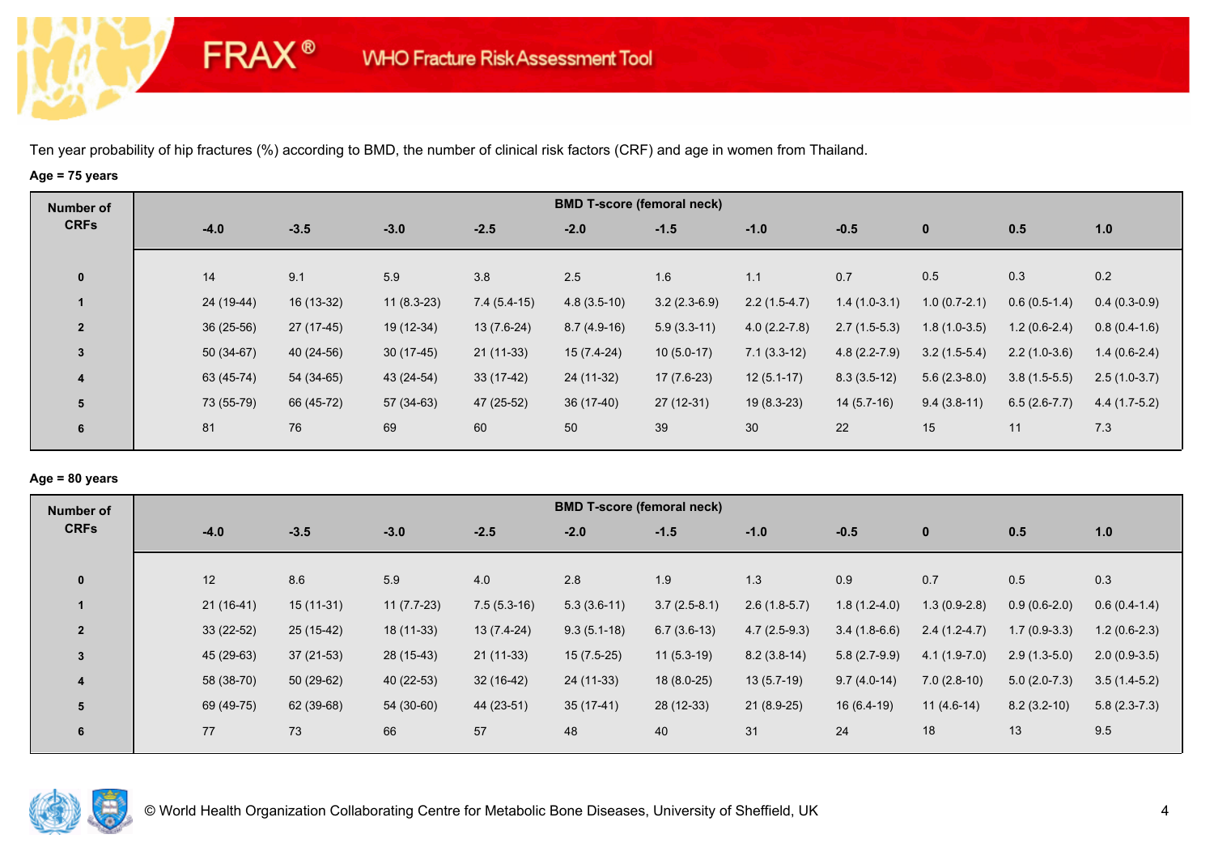FRAX® WHO Fracture Risk Assessment Tool

Ten year probability of hip fractures (%) according to BMD, the number of clinical risk factors (CRF) and age in women from Thailand.

**Age = 75 years**

| Number of CRFs | BMD T-score (femoral neck) | | | | | | | | | | |
|---|---|---|---|---|---|---|---|---|---|---|---|
| | -4.0 | -3.5 | -3.0 | -2.5 | -2.0 | -1.5 | -1.0 | -0.5 | 0 | 0.5 | 1.0 |
| 0 | 14 | 9.1 | 5.9 | 3.8 | 2.5 | 1.6 | 1.1 | 0.7 | 0.5 | 0.3 | 0.2 |
| 1 | 24 (19-44) | 16 (13-32) | 11 (8.3-23) | 7.4 (5.4-15) | 4.8 (3.5-10) | 3.2 (2.3-6.9) | 2.2 (1.5-4.7) | 1.4 (1.0-3.1) | 1.0 (0.7-2.1) | 0.6 (0.5-1.4) | 0.4 (0.3-0.9) |
| 2 | 36 (25-56) | 27 (17-45) | 19 (12-34) | 13 (7.6-24) | 8.7 (4.9-16) | 5.9 (3.3-11) | 4.0 (2.2-7.8) | 2.7 (1.5-5.3) | 1.8 (1.0-3.5) | 1.2 (0.6-2.4) | 0.8 (0.4-1.6) |
| 3 | 50 (34-67) | 40 (24-56) | 30 (17-45) | 21 (11-33) | 15 (7.4-24) | 10 (5.0-17) | 7.1 (3.3-12) | 4.8 (2.2-7.9) | 3.2 (1.5-5.4) | 2.2 (1.0-3.6) | 1.4 (0.6-2.4) |
| 4 | 63 (45-74) | 54 (34-65) | 43 (24-54) | 33 (17-42) | 24 (11-32) | 17 (7.6-23) | 12 (5.1-17) | 8.3 (3.5-12) | 5.6 (2.3-8.0) | 3.8 (1.5-5.5) | 2.5 (1.0-3.7) |
| 5 | 73 (55-79) | 66 (45-72) | 57 (34-63) | 47 (25-52) | 36 (17-40) | 27 (12-31) | 19 (8.3-23) | 14 (5.7-16) | 9.4 (3.8-11) | 6.5 (2.6-7.7) | 4.4 (1.7-5.2) |
| 6 | 81 | 76 | 69 | 60 | 50 | 39 | 30 | 22 | 15 | 11 | 7.3 |

**Age = 80 years**

| Number of CRFs | BMD T-score (femoral neck) | | | | | | | | | | |
|---|---|---|---|---|---|---|---|---|---|---|---|
| | -4.0 | -3.5 | -3.0 | -2.5 | -2.0 | -1.5 | -1.0 | -0.5 | 0 | 0.5 | 1.0 |
| 0 | 12 | 8.6 | 5.9 | 4.0 | 2.8 | 1.9 | 1.3 | 0.9 | 0.7 | 0.5 | 0.3 |
| 1 | 21 (16-41) | 15 (11-31) | 11 (7.7-23) | 7.5 (5.3-16) | 5.3 (3.6-11) | 3.7 (2.5-8.1) | 2.6 (1.8-5.7) | 1.8 (1.2-4.0) | 1.3 (0.9-2.8) | 0.9 (0.6-2.0) | 0.6 (0.4-1.4) |
| 2 | 33 (22-52) | 25 (15-42) | 18 (11-33) | 13 (7.4-24) | 9.3 (5.1-18) | 6.7 (3.6-13) | 4.7 (2.5-9.3) | 3.4 (1.8-6.6) | 2.4 (1.2-4.7) | 1.7 (0.9-3.3) | 1.2 (0.6-2.3) |
| 3 | 45 (29-63) | 37 (21-53) | 28 (15-43) | 21 (11-33) | 15 (7.5-25) | 11 (5.3-19) | 8.2 (3.8-14) | 5.8 (2.7-9.9) | 4.1 (1.9-7.0) | 2.9 (1.3-5.0) | 2.0 (0.9-3.5) |
| 4 | 58 (38-70) | 50 (29-62) | 40 (22-53) | 32 (16-42) | 24 (11-33) | 18 (8.0-25) | 13 (5.7-19) | 9.7 (4.0-14) | 7.0 (2.8-10) | 5.0 (2.0-7.3) | 3.5 (1.4-5.2) |
| 5 | 69 (49-75) | 62 (39-68) | 54 (30-60) | 44 (23-51) | 35 (17-41) | 28 (12-33) | 21 (8.9-25) | 16 (6.4-19) | 11 (4.6-14) | 8.2 (3.2-10) | 5.8 (2.3-7.3) |
| 6 | 77 | 73 | 66 | 57 | 48 | 40 | 31 | 24 | 18 | 13 | 9.5 |

© World Health Organization Collaborating Centre for Metabolic Bone Diseases, University of Sheffield, UK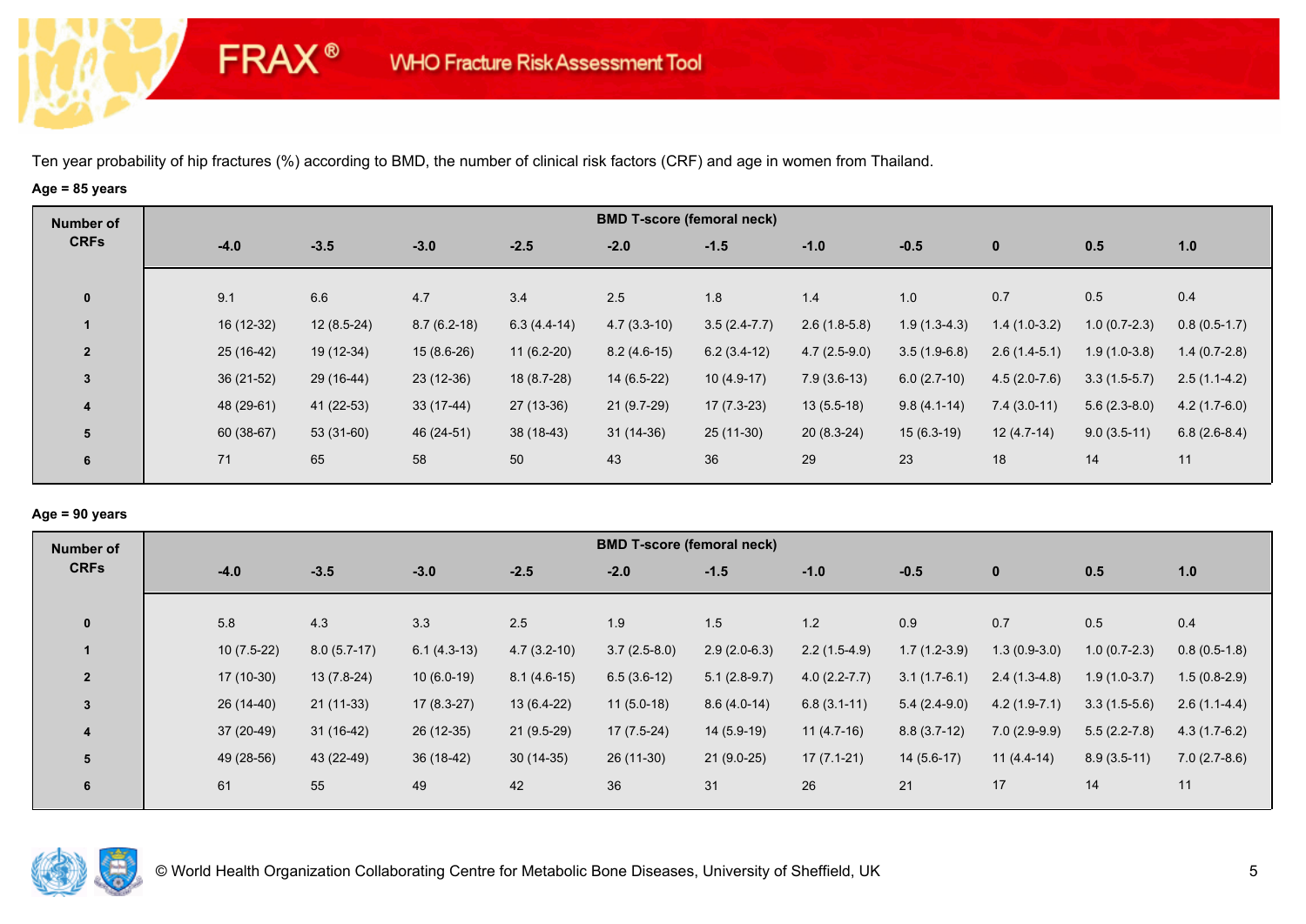FRAX® WHO Fracture Risk Assessment Tool

Ten year probability of hip fractures (%) according to BMD, the number of clinical risk factors (CRF) and age in women from Thailand.

**Age = 85 years**

| Number of CRFs | BMD T-score (femoral neck) | | | | | | | | | | |
|---|---|---|---|---|---|---|---|---|---|---|---|
| | -4.0 | -3.5 | -3.0 | -2.5 | -2.0 | -1.5 | -1.0 | -0.5 | 0 | 0.5 | 1.0 |
| 0 | 9.1 | 6.6 | 4.7 | 3.4 | 2.5 | 1.8 | 1.4 | 1.0 | 0.7 | 0.5 | 0.4 |
| 1 | 16 (12-32) | 12 (8.5-24) | 8.7 (6.2-18) | 6.3 (4.4-14) | 4.7 (3.3-10) | 3.5 (2.4-7.7) | 2.6 (1.8-5.8) | 1.9 (1.3-4.3) | 1.4 (1.0-3.2) | 1.0 (0.7-2.3) | 0.8 (0.5-1.7) |
| 2 | 25 (16-42) | 19 (12-34) | 15 (8.6-26) | 11 (6.2-20) | 8.2 (4.6-15) | 6.2 (3.4-12) | 4.7 (2.5-9.0) | 3.5 (1.9-6.8) | 2.6 (1.4-5.1) | 1.9 (1.0-3.8) | 1.4 (0.7-2.8) |
| 3 | 36 (21-52) | 29 (16-44) | 23 (12-36) | 18 (8.7-28) | 14 (6.5-22) | 10 (4.9-17) | 7.9 (3.6-13) | 6.0 (2.7-10) | 4.5 (2.0-7.6) | 3.3 (1.5-5.7) | 2.5 (1.1-4.2) |
| 4 | 48 (29-61) | 41 (22-53) | 33 (17-44) | 27 (13-36) | 21 (9.7-29) | 17 (7.3-23) | 13 (5.5-18) | 9.8 (4.1-14) | 7.4 (3.0-11) | 5.6 (2.3-8.0) | 4.2 (1.7-6.0) |
| 5 | 60 (38-67) | 53 (31-60) | 46 (24-51) | 38 (18-43) | 31 (14-36) | 25 (11-30) | 20 (8.3-24) | 15 (6.3-19) | 12 (4.7-14) | 9.0 (3.5-11) | 6.8 (2.6-8.4) |
| 6 | 71 | 65 | 58 | 50 | 43 | 36 | 29 | 23 | 18 | 14 | 11 |

**Age = 90 years**

| Number of CRFs | BMD T-score (femoral neck) | | | | | | | | | | |
|---|---|---|---|---|---|---|---|---|---|---|---|
| | -4.0 | -3.5 | -3.0 | -2.5 | -2.0 | -1.5 | -1.0 | -0.5 | 0 | 0.5 | 1.0 |
| 0 | 5.8 | 4.3 | 3.3 | 2.5 | 1.9 | 1.5 | 1.2 | 0.9 | 0.7 | 0.5 | 0.4 |
| 1 | 10 (7.5-22) | 8.0 (5.7-17) | 6.1 (4.3-13) | 4.7 (3.2-10) | 3.7 (2.5-8.0) | 2.9 (2.0-6.3) | 2.2 (1.5-4.9) | 1.7 (1.2-3.9) | 1.3 (0.9-3.0) | 1.0 (0.7-2.3) | 0.8 (0.5-1.8) |
| 2 | 17 (10-30) | 13 (7.8-24) | 10 (6.0-19) | 8.1 (4.6-15) | 6.5 (3.6-12) | 5.1 (2.8-9.7) | 4.0 (2.2-7.7) | 3.1 (1.7-6.1) | 2.4 (1.3-4.8) | 1.9 (1.0-3.7) | 1.5 (0.8-2.9) |
| 3 | 26 (14-40) | 21 (11-33) | 17 (8.3-27) | 13 (6.4-22) | 11 (5.0-18) | 8.6 (4.0-14) | 6.8 (3.1-11) | 5.4 (2.4-9.0) | 4.2 (1.9-7.1) | 3.3 (1.5-5.6) | 2.6 (1.1-4.4) |
| 4 | 37 (20-49) | 31 (16-42) | 26 (12-35) | 21 (9.5-29) | 17 (7.5-24) | 14 (5.9-19) | 11 (4.7-16) | 8.8 (3.7-12) | 7.0 (2.9-9.9) | 5.5 (2.2-7.8) | 4.3 (1.7-6.2) |
| 5 | 49 (28-56) | 43 (22-49) | 36 (18-42) | 30 (14-35) | 26 (11-30) | 21 (9.0-25) | 17 (7.1-21) | 14 (5.6-17) | 11 (4.4-14) | 8.9 (3.5-11) | 7.0 (2.7-8.6) |
| 6 | 61 | 55 | 49 | 42 | 36 | 31 | 26 | 21 | 17 | 14 | 11 |

© World Health Organization Collaborating Centre for Metabolic Bone Diseases, University of Sheffield, UK